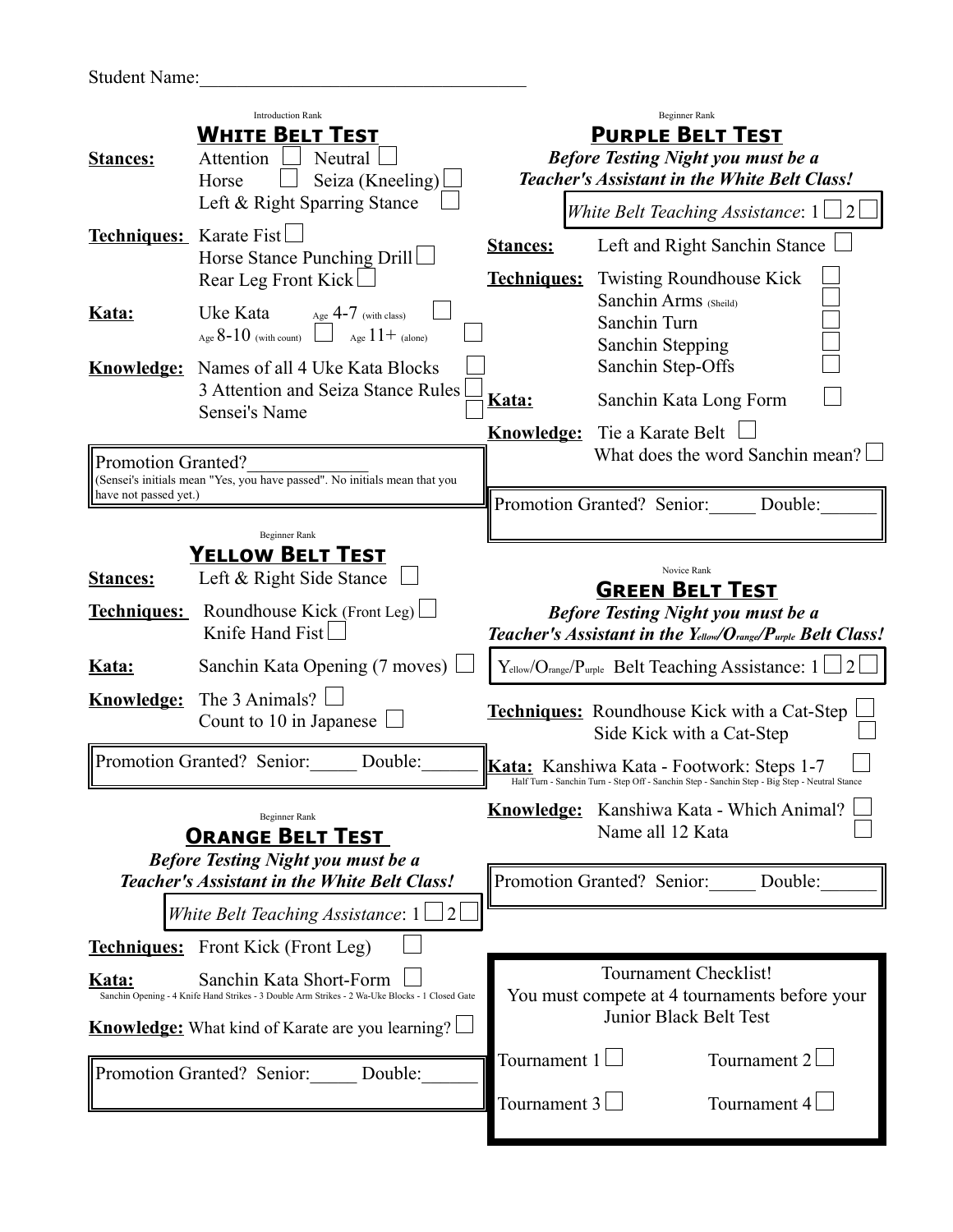Student Name:___________________________________

Introduction Rank

## WHITE BELT TEST

**Stances:** Attention ☐ Neutral ☐
Horse ☐ Seiza (Kneeling) ☐
Left & Right Sparring Stance ☐

**Techniques:** Karate Fist ☐
Horse Stance Punching Drill ☐
Rear Leg Front Kick ☐

**Kata:** Uke Kata Age 4-7 (with class) ☐
Age 8-10 (with count) ☐ Age 11+ (alone) ☐

**Knowledge:** Names of all 4 Uke Kata Blocks ☐
3 Attention and Seiza Stance Rules ☐
Sensei's Name ☐

Promotion Granted?______________
(Sensei's initials mean "Yes, you have passed". No initials mean that you have not passed yet.)

Beginner Rank

## YELLOW BELT TEST

**Stances:** Left & Right Side Stance ☐

**Techniques:** Roundhouse Kick (Front Leg) ☐
Knife Hand Fist ☐

**Kata:** Sanchin Kata Opening (7 moves) ☐

**Knowledge:** The 3 Animals? ☐
Count to 10 in Japanese ☐

Promotion Granted? Senior:_____ Double:______

Beginner Rank

## ORANGE BELT TEST

***Before Testing Night you must be a Teacher's Assistant in the White Belt Class!***

*White Belt Teaching Assistance*: 1 ☐ 2 ☐

**Techniques:** Front Kick (Front Leg) ☐

**Kata:** Sanchin Kata Short-Form ☐
Sanchin Opening - 4 Knife Hand Strikes - 3 Double Arm Strikes - 2 Wa-Uke Blocks - 1 Closed Gate

**Knowledge:** What kind of Karate are you learning? ☐

Promotion Granted? Senior:_____ Double:______

Beginner Rank

## PURPLE BELT TEST

***Before Testing Night you must be a Teacher's Assistant in the White Belt Class!***

*White Belt Teaching Assistance*: 1 ☐ 2 ☐

**Stances:** Left and Right Sanchin Stance ☐

**Techniques:** Twisting Roundhouse Kick ☐
Sanchin Arms (Sheild) ☐
Sanchin Turn ☐
Sanchin Stepping ☐
Sanchin Step-Offs ☐

**Kata:** Sanchin Kata Long Form ☐

**Knowledge:** Tie a Karate Belt ☐
What does the word Sanchin mean? ☐

Promotion Granted? Senior:_____ Double:______

Novice Rank

## GREEN BELT TEST

***Before Testing Night you must be a Teacher's Assistant in the Yellow/Orange/Purple Belt Class!***

Yellow/Orange/Purple Belt Teaching Assistance: 1 ☐ 2 ☐

**Techniques:** Roundhouse Kick with a Cat-Step ☐
Side Kick with a Cat-Step ☐

**Kata:** Kanshiwa Kata - Footwork: Steps 1-7 ☐
Half Turn - Sanchin Turn - Step Off - Sanchin Step - Sanchin Step - Big Step - Neutral Stance

**Knowledge:** Kanshiwa Kata - Which Animal? ☐
Name all 12 Kata ☐

Promotion Granted? Senior:_____ Double:______

Tournament Checklist!
You must compete at 4 tournaments before your Junior Black Belt Test

Tournament 1 ☐ Tournament 2 ☐

Tournament 3 ☐ Tournament 4 ☐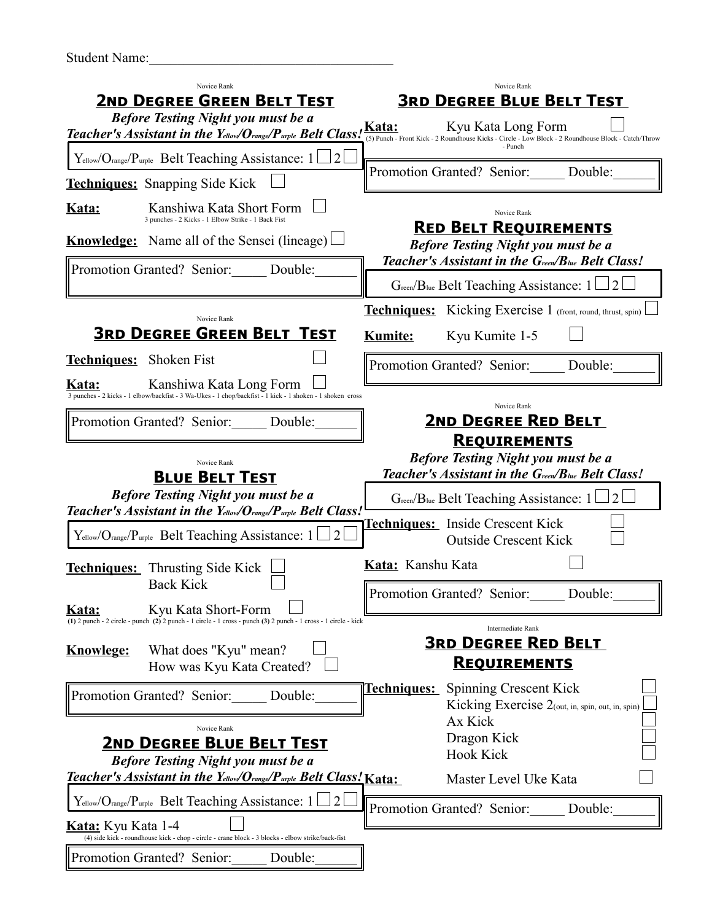Student Name:___________________________________

Novice Rank

## 2nd Degree Green Belt Test

***Before Testing Night you must be a Teacher's Assistant in the Yellow/Orange/Purple Belt Class!***

Yellow/Orange/Purple Belt Teaching Assistance: 1 ☐ 2 ☐

**Techniques:** Snapping Side Kick ☐

**Kata:** Kanshiwa Kata Short Form ☐
3 punches - 2 Kicks - 1 Elbow Strike - 1 Back Fist

**Knowledge:** Name all of the Sensei (lineage) ☐

Promotion Granted? Senior:_____ Double:______

Novice Rank

## 3rd Degree Green Belt Test

**Techniques:** Shoken Fist ☐

**Kata:** Kanshiwa Kata Long Form ☐
3 punches - 2 kicks - 1 elbow/backfist - 3 Wa-Ukes - 1 chop/backfist - 1 kick - 1 shoken - 1 shoken cross

Promotion Granted? Senior:_____ Double:______

Novice Rank

## Blue Belt Test

***Before Testing Night you must be a Teacher's Assistant in the Yellow/Orange/Purple Belt Class!***

Yellow/Orange/Purple Belt Teaching Assistance: 1 ☐ 2 ☐

**Techniques:** Thrusting Side Kick ☐
Back Kick ☐

**Kata:** Kyu Kata Short-Form ☐
**(1)** 2 punch - 2 circle - punch **(2)** 2 punch - 1 circle - 1 cross - punch **(3)** 2 punch - 1 cross - 1 circle - kick

**Knowlege:** What does "Kyu" mean? ☐
How was Kyu Kata Created? ☐

Promotion Granted? Senior:_____ Double:______

Novice Rank

## 2nd Degree Blue Belt Test

***Before Testing Night you must be a Teacher's Assistant in the Yellow/Orange/Purple Belt Class!***

Yellow/Orange/Purple Belt Teaching Assistance: 1 ☐ 2 ☐

**Kata:** Kyu Kata 1-4 ☐
(4) side kick - roundhouse kick - chop - circle - crane block - 3 blocks - elbow strike/back-fist

Promotion Granted? Senior:_____ Double:______

Novice Rank

## 3rd Degree Blue Belt Test

**Kata:** Kyu Kata Long Form ☐
(5) Punch - Front Kick - 2 Roundhouse Kicks - Circle - Low Block - 2 Roundhouse Block - Catch/Throw - Punch

Promotion Granted? Senior:_____ Double:______

Novice Rank

## Red Belt Requirements

***Before Testing Night you must be a Teacher's Assistant in the Green/Blue Belt Class!***

Green/Blue Belt Teaching Assistance: 1 ☐ 2 ☐

**Techniques:** Kicking Exercise 1 (front, round, thrust, spin) ☐

**Kumite:** Kyu Kumite 1-5 ☐

Promotion Granted? Senior:_____ Double:______

Novice Rank

## 2nd Degree Red Belt Requirements

***Before Testing Night you must be a Teacher's Assistant in the Green/Blue Belt Class!***

Green/Blue Belt Teaching Assistance: 1 ☐ 2 ☐

**Techniques:** Inside Crescent Kick ☐
Outside Crescent Kick ☐

**Kata:** Kanshu Kata ☐

Promotion Granted? Senior:_____ Double:______

Intermediate Rank

## 3rd Degree Red Belt Requirements

**Techniques:** Spinning Crescent Kick ☐
Kicking Exercise 2 (out, in, spin, out, in, spin) ☐
Ax Kick ☐
Dragon Kick ☐
Hook Kick ☐

**Kata:** Master Level Uke Kata ☐

Promotion Granted? Senior:_____ Double:______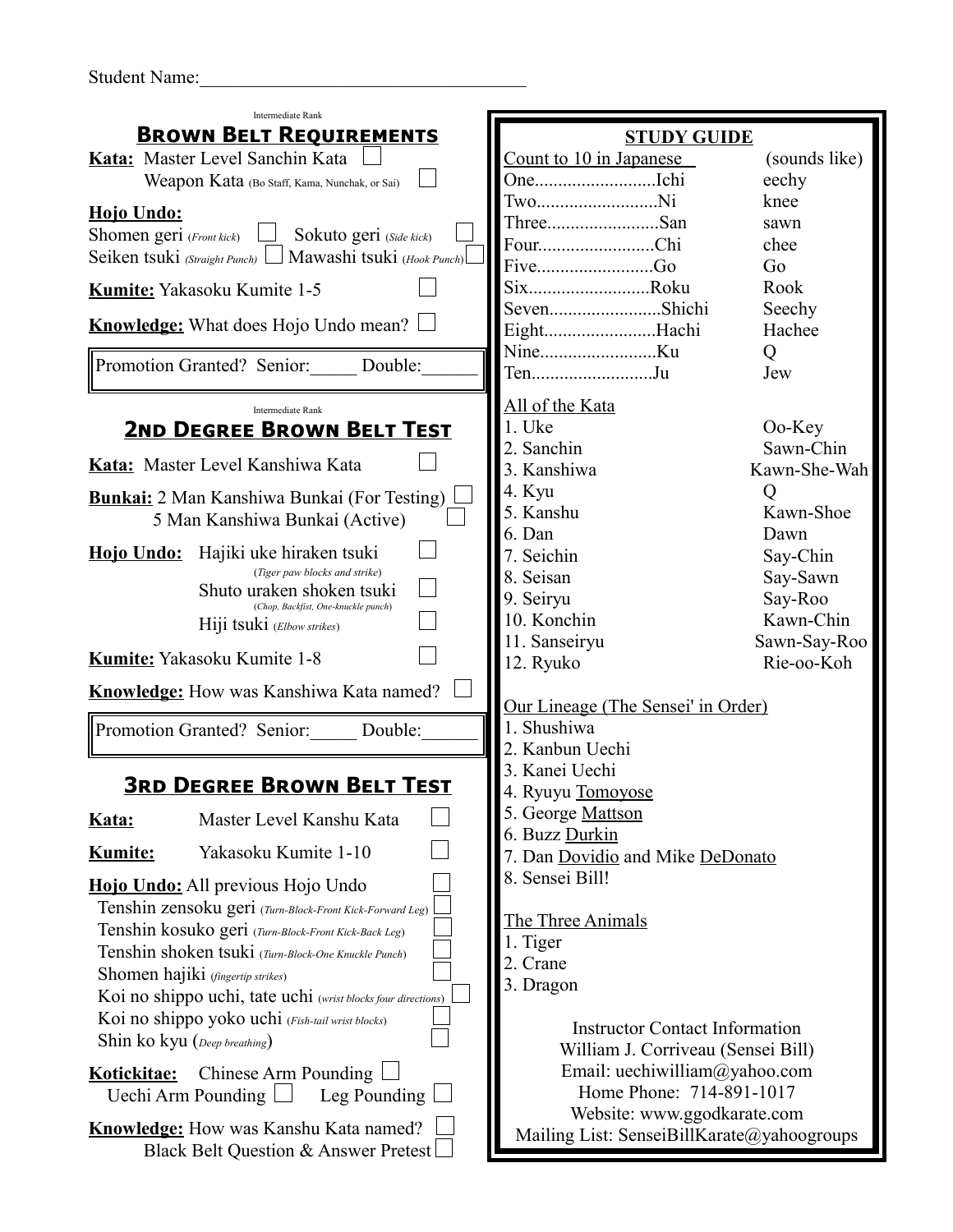Student Name:___________________________________

Intermediate Rank

## BROWN BELT REQUIREMENTS

**Kata:** Master Level Sanchin Kata ☐
Weapon Kata (Bo Staff, Kama, Nunchak, or Sai) ☐

**Hojo Undo:**
Shomen geri (*Front kick*) ☐ Sokuto geri (*Side kick*) ☐
Seiken tsuki (*Straight Punch*) ☐ Mawashi tsuki (*Hook Punch*) ☐

**Kumite:** Yakasoku Kumite 1-5 ☐

**Knowledge:** What does Hojo Undo mean? ☐

Promotion Granted? Senior:_____ Double:______

Intermediate Rank

## 2ND DEGREE BROWN BELT TEST

**Kata:** Master Level Kanshiwa Kata ☐

**Bunkai:** 2 Man Kanshiwa Bunkai (For Testing) ☐
5 Man Kanshiwa Bunkai (Active) ☐

**Hojo Undo:** Hajiki uke hiraken tsuki ☐
(*Tiger paw blocks and strike*)
Shuto uraken shoken tsuki ☐
(*Chop, Backfist, One-knuckle punch*)
Hiji tsuki (*Elbow strikes*) ☐

**Kumite:** Yakasoku Kumite 1-8 ☐

**Knowledge:** How was Kanshiwa Kata named? ☐

Promotion Granted? Senior:_____ Double:______

## 3RD DEGREE BROWN BELT TEST

**Kata:** Master Level Kanshu Kata ☐

**Kumite:** Yakasoku Kumite 1-10 ☐

**Hojo Undo:** All previous Hojo Undo ☐
Tenshin zensoku geri (*Turn-Block-Front Kick-Forward Leg*) ☐
Tenshin kosuko geri (*Turn-Block-Front Kick-Back Leg*) ☐
Tenshin shoken tsuki (*Turn-Block-One Knuckle Punch*) ☐
Shomen hajiki (*fingertip strikes*) ☐
Koi no shippo uchi, tate uchi (*wrist blocks four directions*) ☐
Koi no shippo yoko uchi (*Fish-tail wrist blocks*) ☐
Shin ko kyu (*Deep breathing*) ☐

**Kotickitae:** Chinese Arm Pounding ☐
Uechi Arm Pounding ☐ Leg Pounding ☐

**Knowledge:** How was Kanshu Kata named? ☐
Black Belt Question & Answer Pretest ☐

## STUDY GUIDE

| Count to 10 in Japanese | | (sounds like) |
|---|---|---|
| One | Ichi | eechy |
| Two | Ni | knee |
| Three | San | sawn |
| Four | Chi | chee |
| Five | Go | Go |
| Six | Roku | Rook |
| Seven | Shichi | Seechy |
| Eight | Hachi | Hachee |
| Nine | Ku | Q |
| Ten | Ju | Jew |

| All of the Kata | |
|---|---|
| 1. Uke | Oo-Key |
| 2. Sanchin | Sawn-Chin |
| 3. Kanshiwa | Kawn-She-Wah |
| 4. Kyu | Q |
| 5. Kanshu | Kawn-Shoe |
| 6. Dan | Dawn |
| 7. Seichin | Say-Chin |
| 8. Seisan | Say-Sawn |
| 9. Seiryu | Say-Roo |
| 10. Konchin | Kawn-Chin |
| 11. Sanseiryu | Sawn-Say-Roo |
| 12. Ryuko | Rie-oo-Koh |

Our Lineage (The Sensei' in Order)

1. Shushiwa
2. Kanbun Uechi
3. Kanei Uechi
4. Ryuyu Tomoyose
5. George Mattson
6. Buzz Durkin
7. Dan Dovidio and Mike DeDonato
8. Sensei Bill!

The Three Animals

1. Tiger
2. Crane
3. Dragon

Instructor Contact Information
William J. Corriveau (Sensei Bill)
Email: uechiwilliam@yahoo.com
Home Phone: 714-891-1017
Website: www.ggodkarate.com
Mailing List: SenseiBillKarate@yahoogroups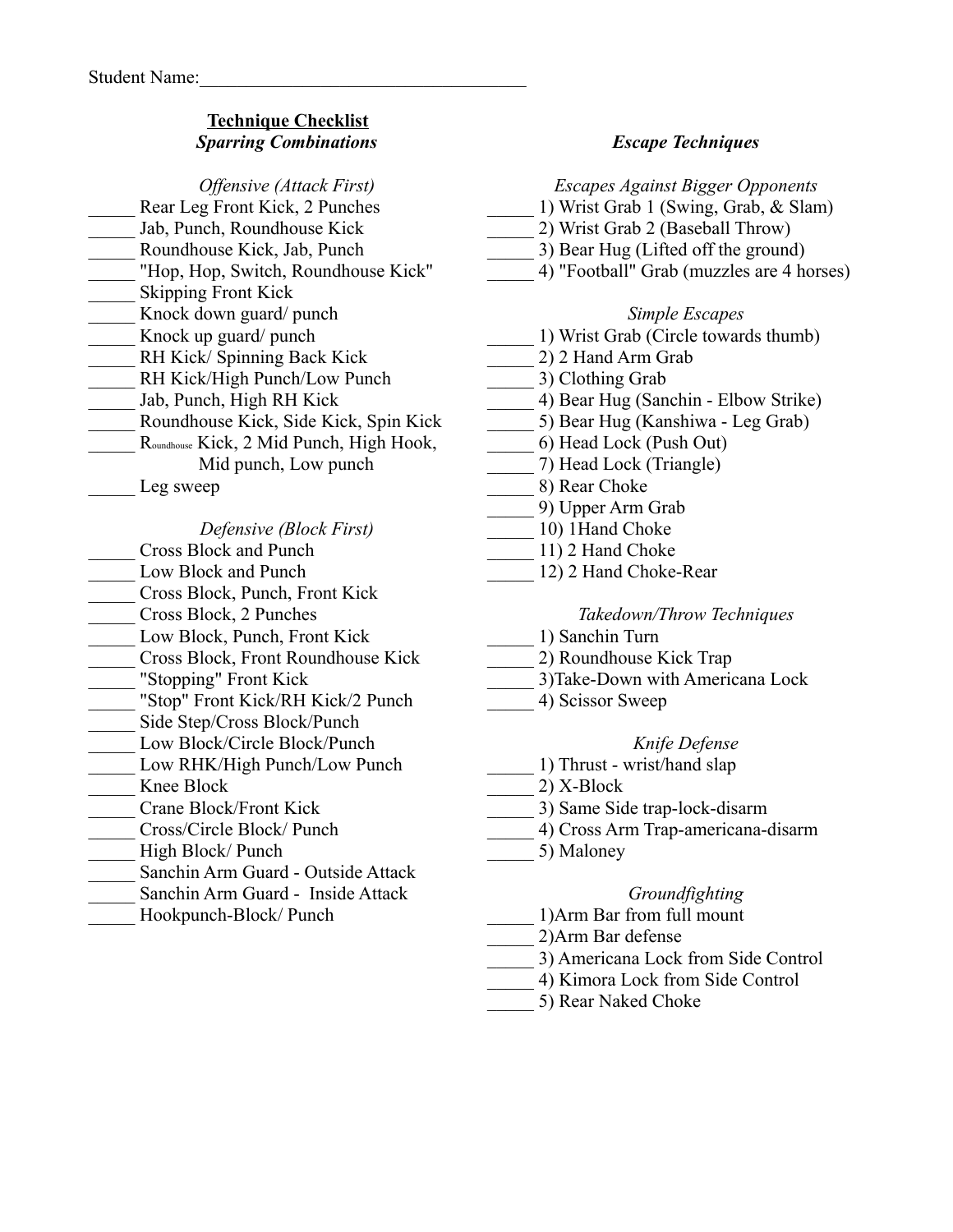Student Name:___________________________________

**Technique Checklist**

## *Sparring Combinations*

### *Offensive (Attack First)*

_____ Rear Leg Front Kick, 2 Punches
_____ Jab, Punch, Roundhouse Kick
_____ Roundhouse Kick, Jab, Punch
_____ "Hop, Hop, Switch, Roundhouse Kick"
_____ Skipping Front Kick
_____ Knock down guard/ punch
_____ Knock up guard/ punch
_____ RH Kick/ Spinning Back Kick
_____ RH Kick/High Punch/Low Punch
_____ Jab, Punch, High RH Kick
_____ Roundhouse Kick, Side Kick, Spin Kick
_____ Roundhouse Kick, 2 Mid Punch, High Hook, Mid punch, Low punch
_____ Leg sweep

### *Defensive (Block First)*

_____ Cross Block and Punch
_____ Low Block and Punch
_____ Cross Block, Punch, Front Kick
_____ Cross Block, 2 Punches
_____ Low Block, Punch, Front Kick
_____ Cross Block, Front Roundhouse Kick
_____ "Stopping" Front Kick
_____ "Stop" Front Kick/RH Kick/2 Punch
_____ Side Step/Cross Block/Punch
_____ Low Block/Circle Block/Punch
_____ Low RHK/High Punch/Low Punch
_____ Knee Block
_____ Crane Block/Front Kick
_____ Cross/Circle Block/ Punch
_____ High Block/ Punch
_____ Sanchin Arm Guard - Outside Attack
_____ Sanchin Arm Guard - Inside Attack
_____ Hookpunch-Block/ Punch

## *Escape Techniques*

### *Escapes Against Bigger Opponents*

_____ 1) Wrist Grab 1 (Swing, Grab, & Slam)
_____ 2) Wrist Grab 2 (Baseball Throw)
_____ 3) Bear Hug (Lifted off the ground)
_____ 4) "Football" Grab (muzzles are 4 horses)

### *Simple Escapes*

_____ 1) Wrist Grab (Circle towards thumb)
_____ 2) 2 Hand Arm Grab
_____ 3) Clothing Grab
_____ 4) Bear Hug (Sanchin - Elbow Strike)
_____ 5) Bear Hug (Kanshiwa - Leg Grab)
_____ 6) Head Lock (Push Out)
_____ 7) Head Lock (Triangle)
_____ 8) Rear Choke
_____ 9) Upper Arm Grab
_____ 10) 1Hand Choke
_____ 11) 2 Hand Choke
_____ 12) 2 Hand Choke-Rear

### *Takedown/Throw Techniques*

_____ 1) Sanchin Turn
_____ 2) Roundhouse Kick Trap
_____ 3)Take-Down with Americana Lock
_____ 4) Scissor Sweep

### *Knife Defense*

_____ 1) Thrust - wrist/hand slap
_____ 2) X-Block
_____ 3) Same Side trap-lock-disarm
_____ 4) Cross Arm Trap-americana-disarm
_____ 5) Maloney

### *Groundfighting*

_____ 1)Arm Bar from full mount
_____ 2)Arm Bar defense
_____ 3) Americana Lock from Side Control
_____ 4) Kimora Lock from Side Control
_____ 5) Rear Naked Choke